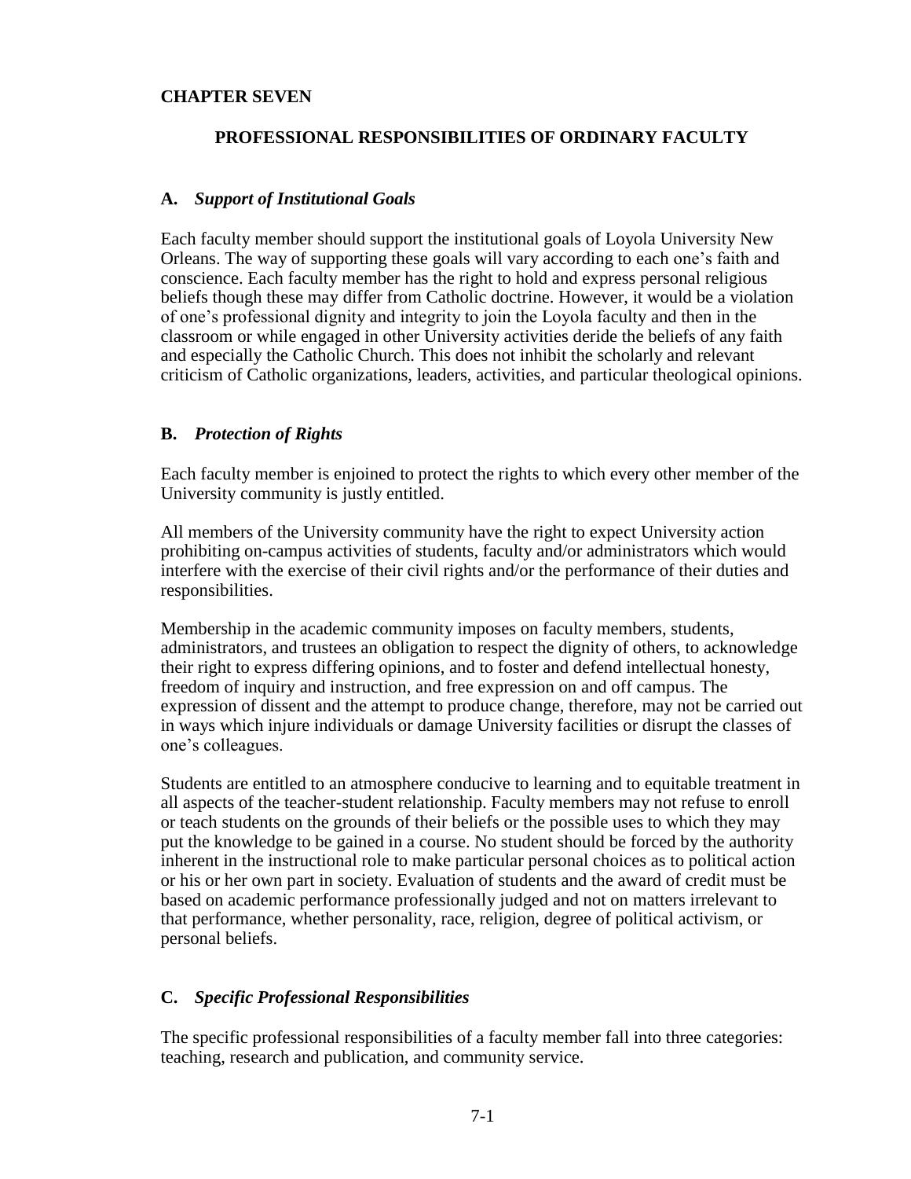# CHAPTER SEVEN

## PROFESSIONAL RESPONSIBILITIES OF ORDINARY FACULTY

### A. *Support of Institutional Goals*

Each faculty member should support the institutional goals of Loyola University New Orleans. The way of supporting these goals will vary according to each one's faith and conscience. Each faculty member has the right to hold and express personal religious beliefs though these may differ from Catholic doctrine. However, it would be a violation of one's professional dignity and integrity to join the Loyola faculty and then in the classroom or while engaged in other University activities deride the beliefs of any faith and especially the Catholic Church. This does not inhibit the scholarly and relevant criticism of Catholic organizations, leaders, activities, and particular theological opinions.

### B. *Protection of Rights*

Each faculty member is enjoined to protect the rights to which every other member of the University community is justly entitled.

All members of the University community have the right to expect University action prohibiting on-campus activities of students, faculty and/or administrators which would interfere with the exercise of their civil rights and/or the performance of their duties and responsibilities.

Membership in the academic community imposes on faculty members, students, administrators, and trustees an obligation to respect the dignity of others, to acknowledge their right to express differing opinions, and to foster and defend intellectual honesty, freedom of inquiry and instruction, and free expression on and off campus. The expression of dissent and the attempt to produce change, therefore, may not be carried out in ways which injure individuals or damage University facilities or disrupt the classes of one's colleagues.

Students are entitled to an atmosphere conducive to learning and to equitable treatment in all aspects of the teacher-student relationship. Faculty members may not refuse to enroll or teach students on the grounds of their beliefs or the possible uses to which they may put the knowledge to be gained in a course. No student should be forced by the authority inherent in the instructional role to make particular personal choices as to political action or his or her own part in society. Evaluation of students and the award of credit must be based on academic performance professionally judged and not on matters irrelevant to that performance, whether personality, race, religion, degree of political activism, or personal beliefs.

### C. *Specific Professional Responsibilities*

The specific professional responsibilities of a faculty member fall into three categories: teaching, research and publication, and community service.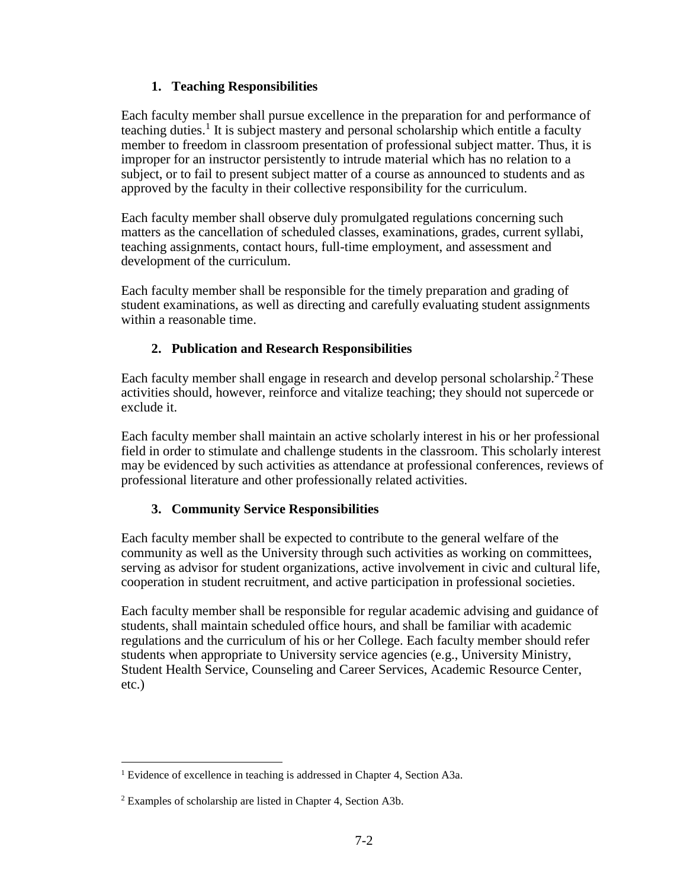### 1. Teaching Responsibilities

Each faculty member shall pursue excellence in the preparation for and performance of teaching duties.[1] It is subject mastery and personal scholarship which entitle a faculty member to freedom in classroom presentation of professional subject matter. Thus, it is improper for an instructor persistently to intrude material which has no relation to a subject, or to fail to present subject matter of a course as announced to students and as approved by the faculty in their collective responsibility for the curriculum.

Each faculty member shall observe duly promulgated regulations concerning such matters as the cancellation of scheduled classes, examinations, grades, current syllabi, teaching assignments, contact hours, full-time employment, and assessment and development of the curriculum.

Each faculty member shall be responsible for the timely preparation and grading of student examinations, as well as directing and carefully evaluating student assignments within a reasonable time.

### 2. Publication and Research Responsibilities

Each faculty member shall engage in research and develop personal scholarship.[2] These activities should, however, reinforce and vitalize teaching; they should not supercede or exclude it.

Each faculty member shall maintain an active scholarly interest in his or her professional field in order to stimulate and challenge students in the classroom. This scholarly interest may be evidenced by such activities as attendance at professional conferences, reviews of professional literature and other professionally related activities.

### 3. Community Service Responsibilities

Each faculty member shall be expected to contribute to the general welfare of the community as well as the University through such activities as working on committees, serving as advisor for student organizations, active involvement in civic and cultural life, cooperation in student recruitment, and active participation in professional societies.

Each faculty member shall be responsible for regular academic advising and guidance of students, shall maintain scheduled office hours, and shall be familiar with academic regulations and the curriculum of his or her College. Each faculty member should refer students when appropriate to University service agencies (e.g., University Ministry, Student Health Service, Counseling and Career Services, Academic Resource Center, etc.)

---

[1] Evidence of excellence in teaching is addressed in Chapter 4, Section A3a.

[2] Examples of scholarship are listed in Chapter 4, Section A3b.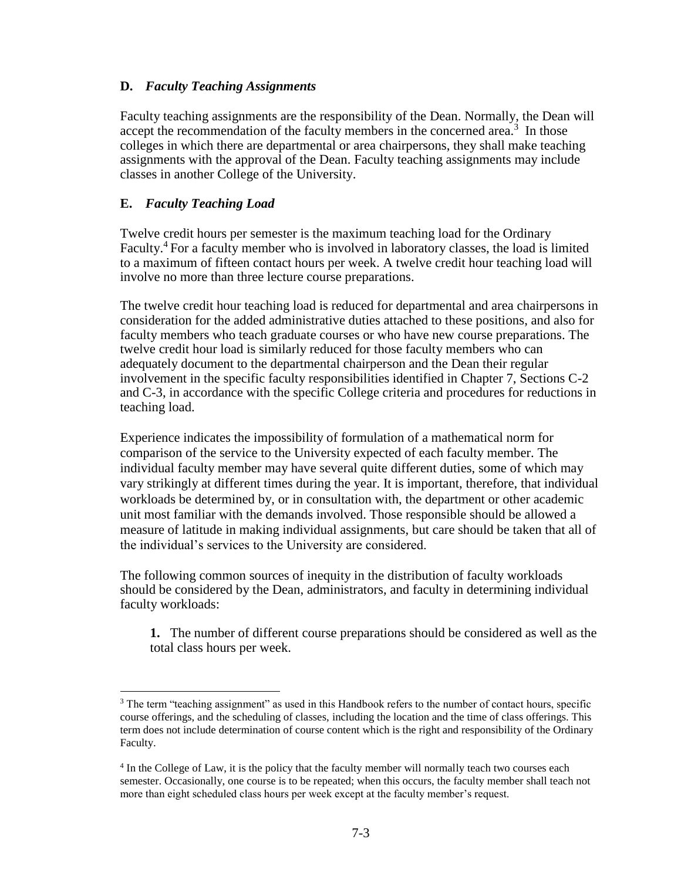## D. *Faculty Teaching Assignments*

Faculty teaching assignments are the responsibility of the Dean. Normally, the Dean will accept the recommendation of the faculty members in the concerned area.[3] In those colleges in which there are departmental or area chairpersons, they shall make teaching assignments with the approval of the Dean. Faculty teaching assignments may include classes in another College of the University.

## E. *Faculty Teaching Load*

Twelve credit hours per semester is the maximum teaching load for the Ordinary Faculty.[4] For a faculty member who is involved in laboratory classes, the load is limited to a maximum of fifteen contact hours per week. A twelve credit hour teaching load will involve no more than three lecture course preparations.

The twelve credit hour teaching load is reduced for departmental and area chairpersons in consideration for the added administrative duties attached to these positions, and also for faculty members who teach graduate courses or who have new course preparations. The twelve credit hour load is similarly reduced for those faculty members who can adequately document to the departmental chairperson and the Dean their regular involvement in the specific faculty responsibilities identified in Chapter 7, Sections C-2 and C-3, in accordance with the specific College criteria and procedures for reductions in teaching load.

Experience indicates the impossibility of formulation of a mathematical norm for comparison of the service to the University expected of each faculty member. The individual faculty member may have several quite different duties, some of which may vary strikingly at different times during the year. It is important, therefore, that individual workloads be determined by, or in consultation with, the department or other academic unit most familiar with the demands involved. Those responsible should be allowed a measure of latitude in making individual assignments, but care should be taken that all of the individual's services to the University are considered.

The following common sources of inequity in the distribution of faculty workloads should be considered by the Dean, administrators, and faculty in determining individual faculty workloads:

**1.** The number of different course preparations should be considered as well as the total class hours per week.

---

[3] The term "teaching assignment" as used in this Handbook refers to the number of contact hours, specific course offerings, and the scheduling of classes, including the location and the time of class offerings. This term does not include determination of course content which is the right and responsibility of the Ordinary Faculty.

[4] In the College of Law, it is the policy that the faculty member will normally teach two courses each semester. Occasionally, one course is to be repeated; when this occurs, the faculty member shall teach not more than eight scheduled class hours per week except at the faculty member's request.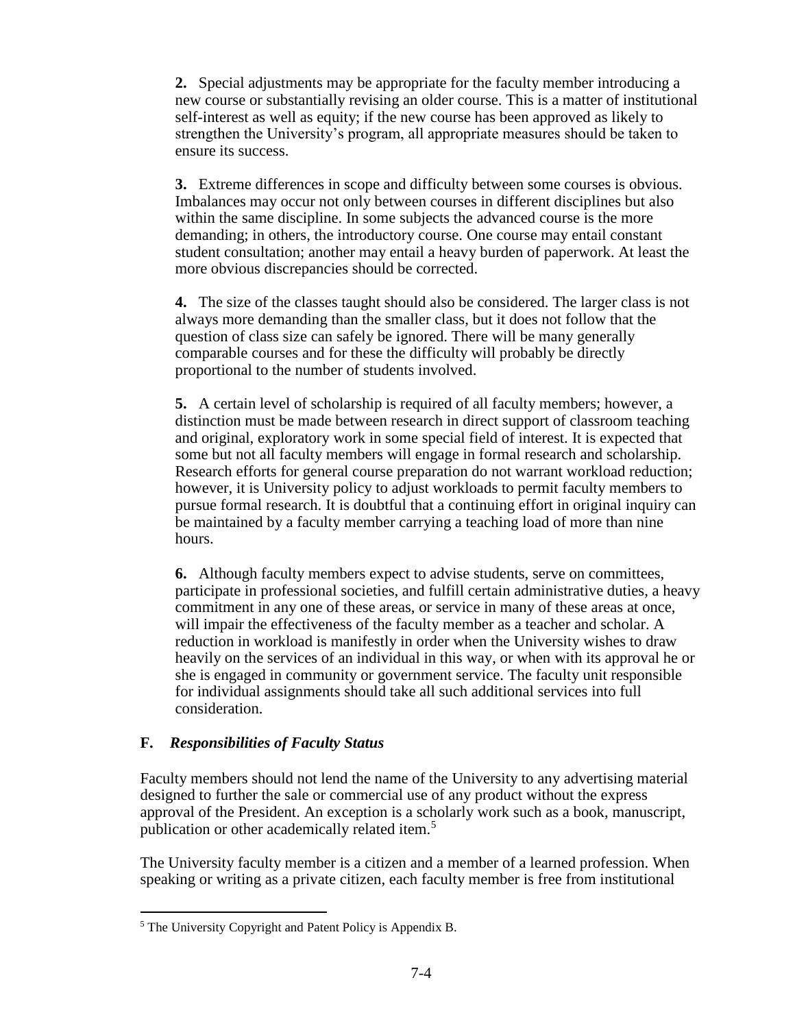**2.** Special adjustments may be appropriate for the faculty member introducing a new course or substantially revising an older course. This is a matter of institutional self-interest as well as equity; if the new course has been approved as likely to strengthen the University's program, all appropriate measures should be taken to ensure its success.

**3.** Extreme differences in scope and difficulty between some courses is obvious. Imbalances may occur not only between courses in different disciplines but also within the same discipline. In some subjects the advanced course is the more demanding; in others, the introductory course. One course may entail constant student consultation; another may entail a heavy burden of paperwork. At least the more obvious discrepancies should be corrected.

**4.** The size of the classes taught should also be considered. The larger class is not always more demanding than the smaller class, but it does not follow that the question of class size can safely be ignored. There will be many generally comparable courses and for these the difficulty will probably be directly proportional to the number of students involved.

**5.** A certain level of scholarship is required of all faculty members; however, a distinction must be made between research in direct support of classroom teaching and original, exploratory work in some special field of interest. It is expected that some but not all faculty members will engage in formal research and scholarship. Research efforts for general course preparation do not warrant workload reduction; however, it is University policy to adjust workloads to permit faculty members to pursue formal research. It is doubtful that a continuing effort in original inquiry can be maintained by a faculty member carrying a teaching load of more than nine hours.

**6.** Although faculty members expect to advise students, serve on committees, participate in professional societies, and fulfill certain administrative duties, a heavy commitment in any one of these areas, or service in many of these areas at once, will impair the effectiveness of the faculty member as a teacher and scholar. A reduction in workload is manifestly in order when the University wishes to draw heavily on the services of an individual in this way, or when with its approval he or she is engaged in community or government service. The faculty unit responsible for individual assignments should take all such additional services into full consideration.

### F. *Responsibilities of Faculty Status*

Faculty members should not lend the name of the University to any advertising material designed to further the sale or commercial use of any product without the express approval of the President. An exception is a scholarly work such as a book, manuscript, publication or other academically related item.[5]

The University faculty member is a citizen and a member of a learned profession. When speaking or writing as a private citizen, each faculty member is free from institutional

[5] The University Copyright and Patent Policy is Appendix B.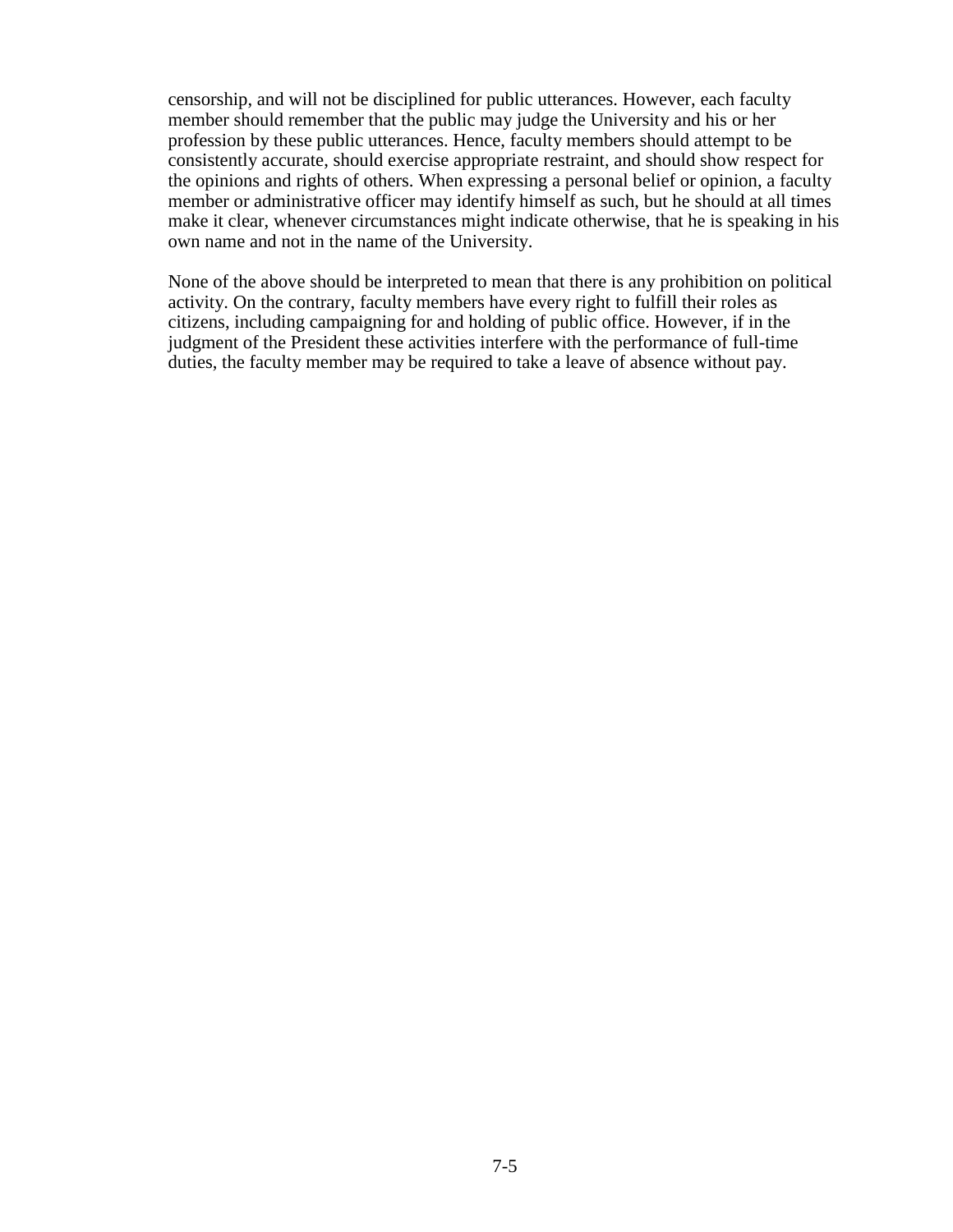censorship, and will not be disciplined for public utterances. However, each faculty member should remember that the public may judge the University and his or her profession by these public utterances. Hence, faculty members should attempt to be consistently accurate, should exercise appropriate restraint, and should show respect for the opinions and rights of others. When expressing a personal belief or opinion, a faculty member or administrative officer may identify himself as such, but he should at all times make it clear, whenever circumstances might indicate otherwise, that he is speaking in his own name and not in the name of the University.

None of the above should be interpreted to mean that there is any prohibition on political activity. On the contrary, faculty members have every right to fulfill their roles as citizens, including campaigning for and holding of public office. However, if in the judgment of the President these activities interfere with the performance of full-time duties, the faculty member may be required to take a leave of absence without pay.